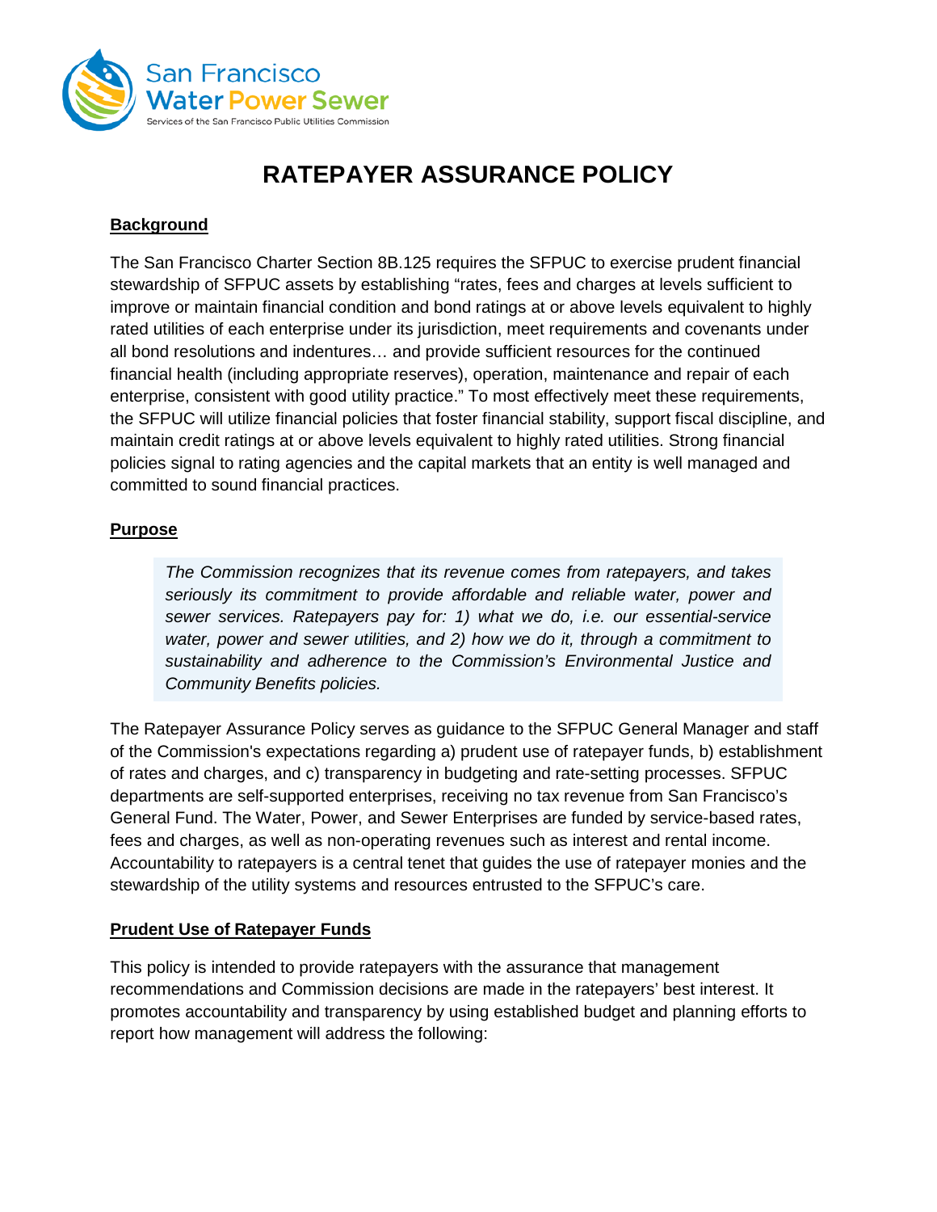San Francisco Water Power Sewer
Services of the San Francisco Public Utilities Commission

# RATEPAYER ASSURANCE POLICY

## Background

The San Francisco Charter Section 8B.125 requires the SFPUC to exercise prudent financial stewardship of SFPUC assets by establishing "rates, fees and charges at levels sufficient to improve or maintain financial condition and bond ratings at or above levels equivalent to highly rated utilities of each enterprise under its jurisdiction, meet requirements and covenants under all bond resolutions and indentures… and provide sufficient resources for the continued financial health (including appropriate reserves), operation, maintenance and repair of each enterprise, consistent with good utility practice." To most effectively meet these requirements, the SFPUC will utilize financial policies that foster financial stability, support fiscal discipline, and maintain credit ratings at or above levels equivalent to highly rated utilities. Strong financial policies signal to rating agencies and the capital markets that an entity is well managed and committed to sound financial practices.

## Purpose

> *The Commission recognizes that its revenue comes from ratepayers, and takes seriously its commitment to provide affordable and reliable water, power and sewer services. Ratepayers pay for: 1) what we do, i.e. our essential-service water, power and sewer utilities, and 2) how we do it, through a commitment to sustainability and adherence to the Commission's Environmental Justice and Community Benefits policies.*

The Ratepayer Assurance Policy serves as guidance to the SFPUC General Manager and staff of the Commission's expectations regarding a) prudent use of ratepayer funds, b) establishment of rates and charges, and c) transparency in budgeting and rate-setting processes. SFPUC departments are self-supported enterprises, receiving no tax revenue from San Francisco's General Fund. The Water, Power, and Sewer Enterprises are funded by service-based rates, fees and charges, as well as non-operating revenues such as interest and rental income. Accountability to ratepayers is a central tenet that guides the use of ratepayer monies and the stewardship of the utility systems and resources entrusted to the SFPUC's care.

## Prudent Use of Ratepayer Funds

This policy is intended to provide ratepayers with the assurance that management recommendations and Commission decisions are made in the ratepayers' best interest. It promotes accountability and transparency by using established budget and planning efforts to report how management will address the following: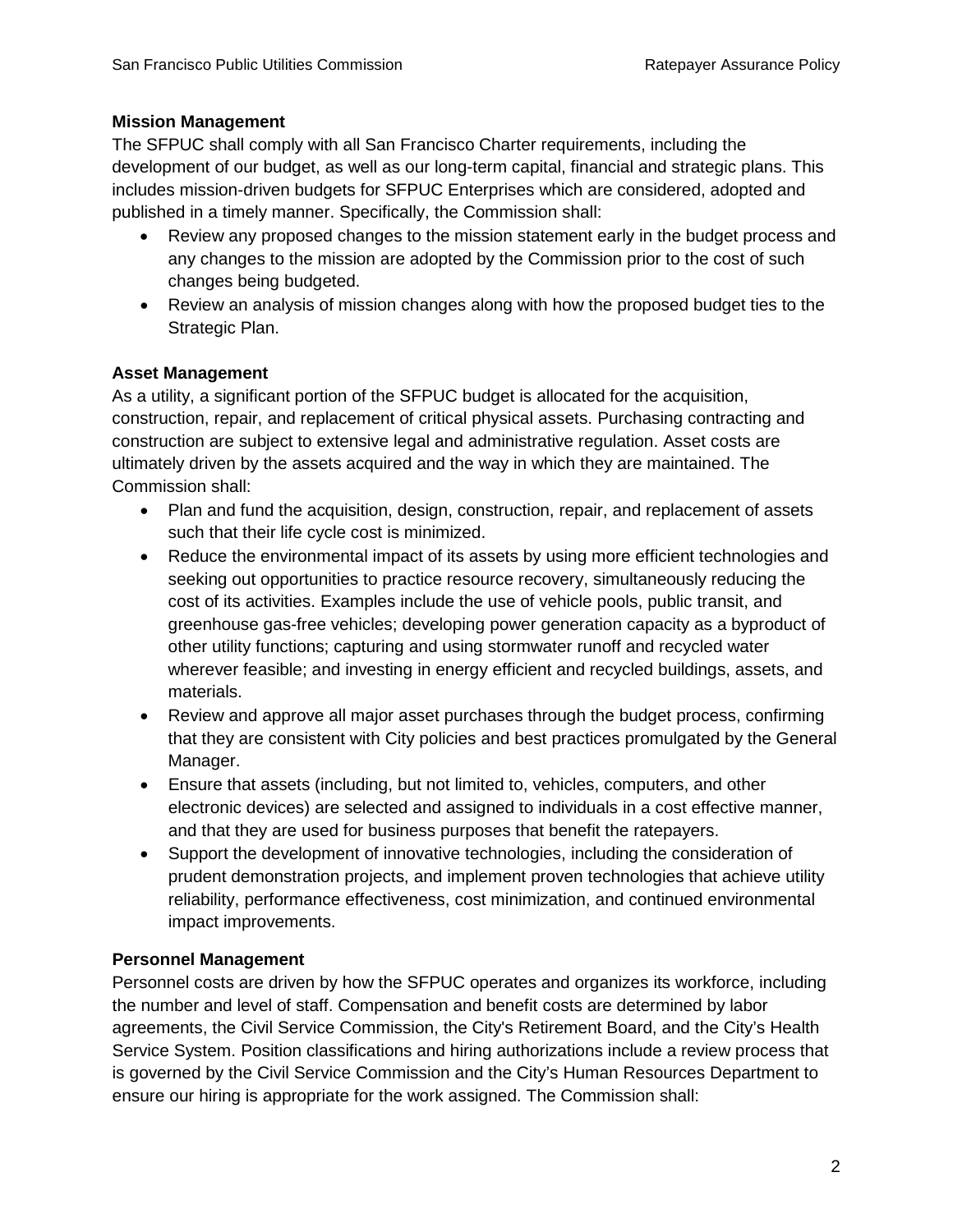**Mission Management**

The SFPUC shall comply with all San Francisco Charter requirements, including the development of our budget, as well as our long-term capital, financial and strategic plans. This includes mission-driven budgets for SFPUC Enterprises which are considered, adopted and published in a timely manner. Specifically, the Commission shall:

- Review any proposed changes to the mission statement early in the budget process and any changes to the mission are adopted by the Commission prior to the cost of such changes being budgeted.
- Review an analysis of mission changes along with how the proposed budget ties to the Strategic Plan.

**Asset Management**

As a utility, a significant portion of the SFPUC budget is allocated for the acquisition, construction, repair, and replacement of critical physical assets. Purchasing contracting and construction are subject to extensive legal and administrative regulation. Asset costs are ultimately driven by the assets acquired and the way in which they are maintained. The Commission shall:

- Plan and fund the acquisition, design, construction, repair, and replacement of assets such that their life cycle cost is minimized.
- Reduce the environmental impact of its assets by using more efficient technologies and seeking out opportunities to practice resource recovery, simultaneously reducing the cost of its activities. Examples include the use of vehicle pools, public transit, and greenhouse gas-free vehicles; developing power generation capacity as a byproduct of other utility functions; capturing and using stormwater runoff and recycled water wherever feasible; and investing in energy efficient and recycled buildings, assets, and materials.
- Review and approve all major asset purchases through the budget process, confirming that they are consistent with City policies and best practices promulgated by the General Manager.
- Ensure that assets (including, but not limited to, vehicles, computers, and other electronic devices) are selected and assigned to individuals in a cost effective manner, and that they are used for business purposes that benefit the ratepayers.
- Support the development of innovative technologies, including the consideration of prudent demonstration projects, and implement proven technologies that achieve utility reliability, performance effectiveness, cost minimization, and continued environmental impact improvements.

**Personnel Management**

Personnel costs are driven by how the SFPUC operates and organizes its workforce, including the number and level of staff. Compensation and benefit costs are determined by labor agreements, the Civil Service Commission, the City's Retirement Board, and the City's Health Service System. Position classifications and hiring authorizations include a review process that is governed by the Civil Service Commission and the City's Human Resources Department to ensure our hiring is appropriate for the work assigned. The Commission shall: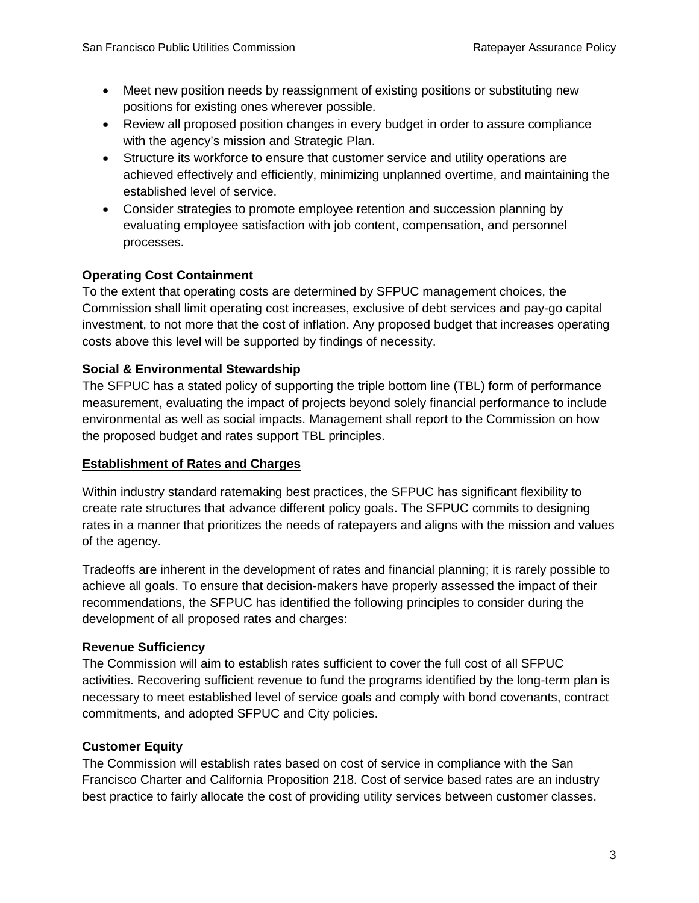- Meet new position needs by reassignment of existing positions or substituting new positions for existing ones wherever possible.
- Review all proposed position changes in every budget in order to assure compliance with the agency's mission and Strategic Plan.
- Structure its workforce to ensure that customer service and utility operations are achieved effectively and efficiently, minimizing unplanned overtime, and maintaining the established level of service.
- Consider strategies to promote employee retention and succession planning by evaluating employee satisfaction with job content, compensation, and personnel processes.

**Operating Cost Containment**

To the extent that operating costs are determined by SFPUC management choices, the Commission shall limit operating cost increases, exclusive of debt services and pay-go capital investment, to not more that the cost of inflation. Any proposed budget that increases operating costs above this level will be supported by findings of necessity.

**Social & Environmental Stewardship**

The SFPUC has a stated policy of supporting the triple bottom line (TBL) form of performance measurement, evaluating the impact of projects beyond solely financial performance to include environmental as well as social impacts. Management shall report to the Commission on how the proposed budget and rates support TBL principles.

## Establishment of Rates and Charges

Within industry standard ratemaking best practices, the SFPUC has significant flexibility to create rate structures that advance different policy goals. The SFPUC commits to designing rates in a manner that prioritizes the needs of ratepayers and aligns with the mission and values of the agency.

Tradeoffs are inherent in the development of rates and financial planning; it is rarely possible to achieve all goals. To ensure that decision-makers have properly assessed the impact of their recommendations, the SFPUC has identified the following principles to consider during the development of all proposed rates and charges:

**Revenue Sufficiency**

The Commission will aim to establish rates sufficient to cover the full cost of all SFPUC activities. Recovering sufficient revenue to fund the programs identified by the long-term plan is necessary to meet established level of service goals and comply with bond covenants, contract commitments, and adopted SFPUC and City policies.

**Customer Equity**

The Commission will establish rates based on cost of service in compliance with the San Francisco Charter and California Proposition 218. Cost of service based rates are an industry best practice to fairly allocate the cost of providing utility services between customer classes.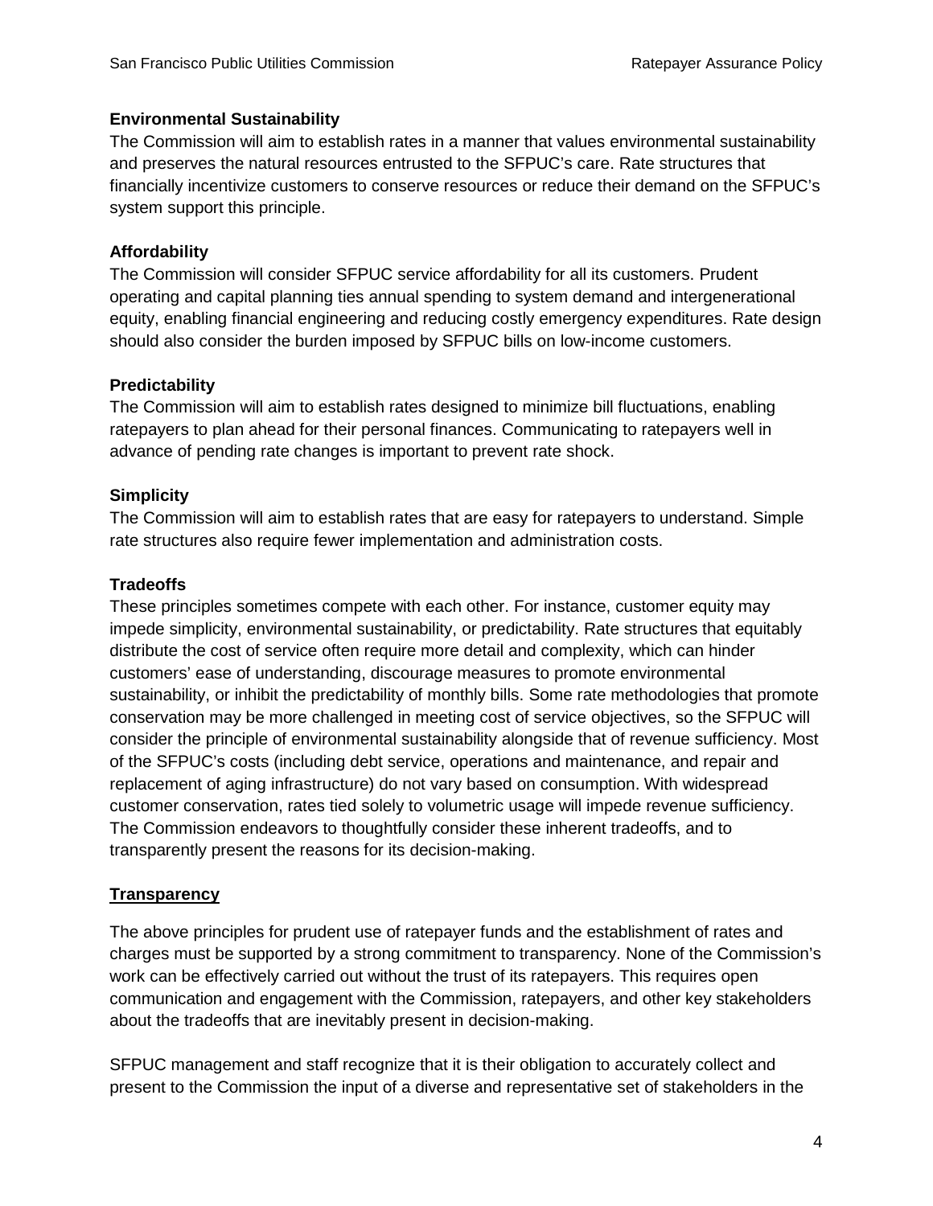**Environmental Sustainability**

The Commission will aim to establish rates in a manner that values environmental sustainability and preserves the natural resources entrusted to the SFPUC's care. Rate structures that financially incentivize customers to conserve resources or reduce their demand on the SFPUC's system support this principle.

**Affordability**

The Commission will consider SFPUC service affordability for all its customers. Prudent operating and capital planning ties annual spending to system demand and intergenerational equity, enabling financial engineering and reducing costly emergency expenditures. Rate design should also consider the burden imposed by SFPUC bills on low-income customers.

**Predictability**

The Commission will aim to establish rates designed to minimize bill fluctuations, enabling ratepayers to plan ahead for their personal finances. Communicating to ratepayers well in advance of pending rate changes is important to prevent rate shock.

**Simplicity**

The Commission will aim to establish rates that are easy for ratepayers to understand. Simple rate structures also require fewer implementation and administration costs.

**Tradeoffs**

These principles sometimes compete with each other. For instance, customer equity may impede simplicity, environmental sustainability, or predictability. Rate structures that equitably distribute the cost of service often require more detail and complexity, which can hinder customers' ease of understanding, discourage measures to promote environmental sustainability, or inhibit the predictability of monthly bills. Some rate methodologies that promote conservation may be more challenged in meeting cost of service objectives, so the SFPUC will consider the principle of environmental sustainability alongside that of revenue sufficiency. Most of the SFPUC's costs (including debt service, operations and maintenance, and repair and replacement of aging infrastructure) do not vary based on consumption. With widespread customer conservation, rates tied solely to volumetric usage will impede revenue sufficiency. The Commission endeavors to thoughtfully consider these inherent tradeoffs, and to transparently present the reasons for its decision-making.

**Transparency**

The above principles for prudent use of ratepayer funds and the establishment of rates and charges must be supported by a strong commitment to transparency. None of the Commission's work can be effectively carried out without the trust of its ratepayers. This requires open communication and engagement with the Commission, ratepayers, and other key stakeholders about the tradeoffs that are inevitably present in decision-making.

SFPUC management and staff recognize that it is their obligation to accurately collect and present to the Commission the input of a diverse and representative set of stakeholders in the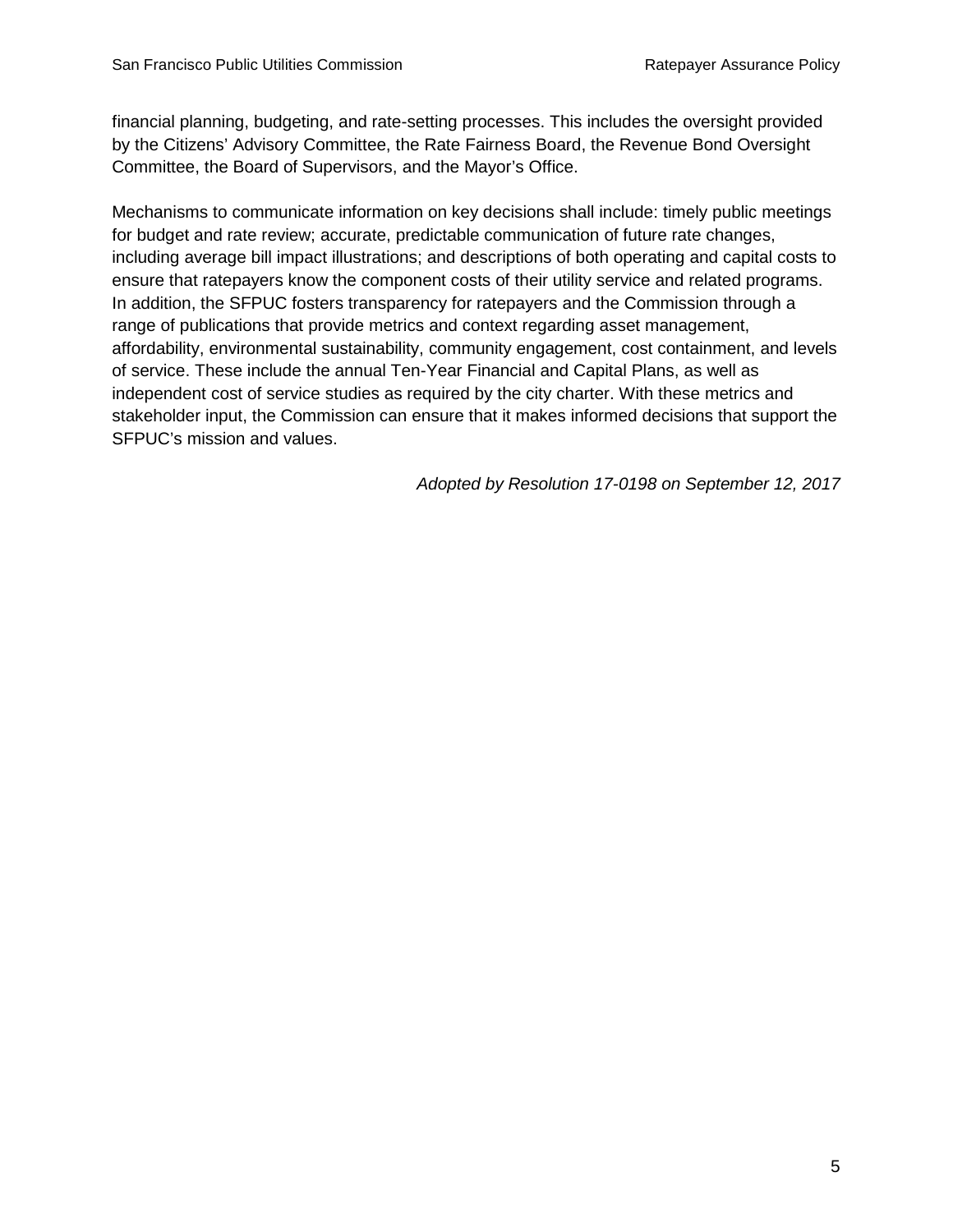financial planning, budgeting, and rate-setting processes. This includes the oversight provided by the Citizens' Advisory Committee, the Rate Fairness Board, the Revenue Bond Oversight Committee, the Board of Supervisors, and the Mayor's Office.

Mechanisms to communicate information on key decisions shall include: timely public meetings for budget and rate review; accurate, predictable communication of future rate changes, including average bill impact illustrations; and descriptions of both operating and capital costs to ensure that ratepayers know the component costs of their utility service and related programs. In addition, the SFPUC fosters transparency for ratepayers and the Commission through a range of publications that provide metrics and context regarding asset management, affordability, environmental sustainability, community engagement, cost containment, and levels of service. These include the annual Ten-Year Financial and Capital Plans, as well as independent cost of service studies as required by the city charter. With these metrics and stakeholder input, the Commission can ensure that it makes informed decisions that support the SFPUC's mission and values.

*Adopted by Resolution 17-0198 on September 12, 2017*